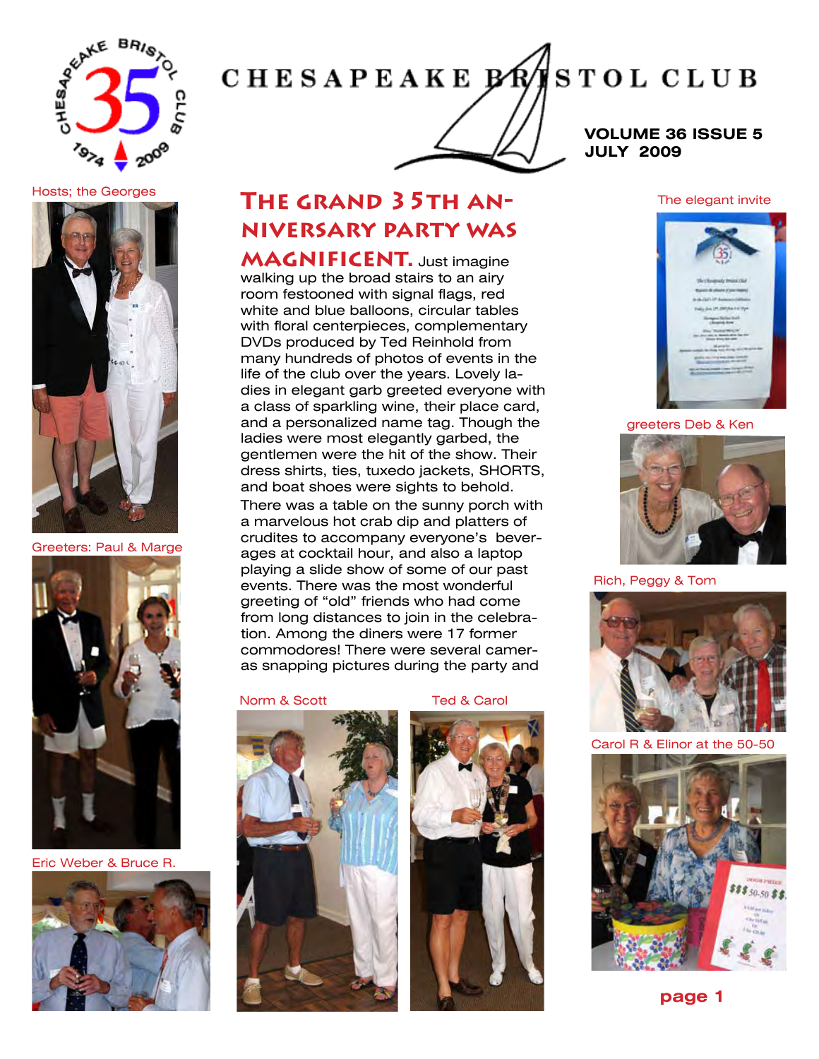# CHESAPEAKE BRISTOL CLUB

**VOLUME 36 ISSUE 5**
**JULY 2009**

## The Grand 35th Anniversary Party was Magnificent.

Just imagine walking up the broad stairs to an airy room festooned with signal flags, red white and blue balloons, circular tables with floral centerpieces, complementary DVDs produced by Ted Reinhold from many hundreds of photos of events in the life of the club over the years. Lovely ladies in elegant garb greeted everyone with a class of sparkling wine, their place card, and a personalized name tag. Though the ladies were most elegantly garbed, the gentlemen were the hit of the show. Their dress shirts, ties, tuxedo jackets, SHORTS, and boat shoes were sights to behold.

There was a table on the sunny porch with a marvelous hot crab dip and platters of crudites to accompany everyone's beverages at cocktail hour, and also a laptop playing a slide show of some of our past events. There was the most wonderful greeting of "old" friends who had come from long distances to join in the celebration. Among the diners were 17 former commodores! There were several cameras snapping pictures during the party and

Hosts; the Georges

Greeters: Paul & Marge

Eric Weber & Bruce R.

Norm & Scott

Ted & Carol

The elegant invite

greeters Deb & Ken

Rich, Peggy & Tom

Carol R & Elinor at the 50-50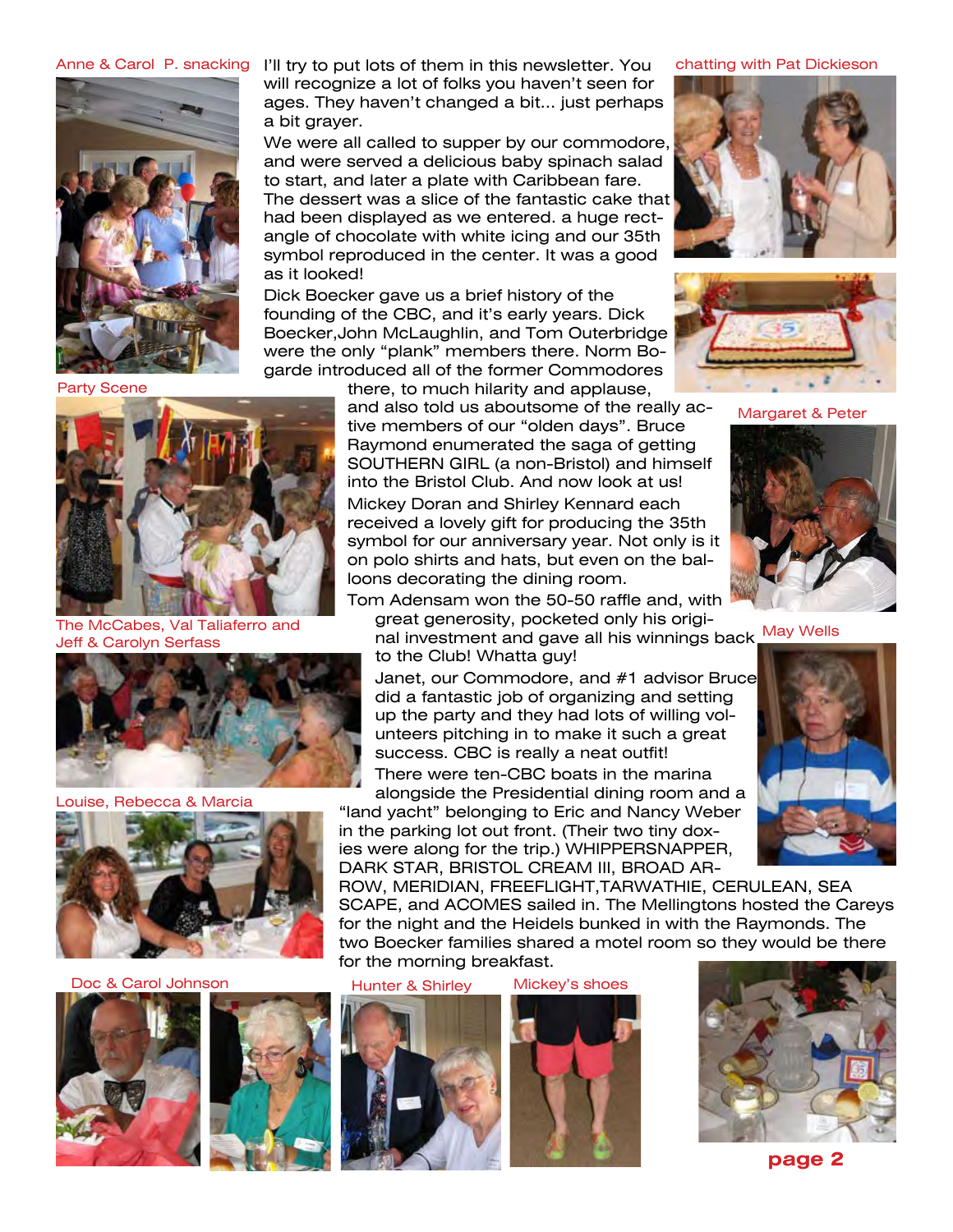Anne & Carol P. snacking

I'll try to put lots of them in this newsletter. You will recognize a lot of folks you haven't seen for ages. They haven't changed a bit... just perhaps a bit grayer.

We were all called to supper by our commodore, and were served a delicious baby spinach salad to start, and later a plate with Caribbean fare. The dessert was a slice of the fantastic cake that had been displayed as we entered. a huge rectangle of chocolate with white icing and our 35th symbol reproduced in the center. It was a good as it looked!

Dick Boecker gave us a brief history of the founding of the CBC, and it's early years. Dick Boecker,John McLaughlin, and Tom Outerbridge were the only "plank" members there. Norm Bogarde introduced all of the former Commodores there, to much hilarity and applause, and also told us aboutsome of the really active members of our "olden days". Bruce Raymond enumerated the saga of getting SOUTHERN GIRL (a non-Bristol) and himself into the Bristol Club. And now look at us!

Mickey Doran and Shirley Kennard each received a lovely gift for producing the 35th symbol for our anniversary year. Not only is it on polo shirts and hats, but even on the balloons decorating the dining room.

Tom Adensam won the 50-50 raffle and, with great generosity, pocketed only his original investment and gave all his winnings back to the Club! Whatta guy!

Janet, our Commodore, and #1 advisor Bruce did a fantastic job of organizing and setting up the party and they had lots of willing volunteers pitching in to make it such a great success. CBC is really a neat outfit!

There were ten-CBC boats in the marina alongside the Presidential dining room and a "land yacht" belonging to Eric and Nancy Weber in the parking lot out front. (Their two tiny doxies were along for the trip.) WHIPPERSNAPPER, DARK STAR, BRISTOL CREAM III, BROAD ARROW, MERIDIAN, FREEFLIGHT,TARWATHIE, CERULEAN, SEA SCAPE, and ACOMES sailed in. The Mellingtons hosted the Careys for the night and the Heidels bunked in with the Raymonds. The two Boecker families shared a motel room so they would be there for the morning breakfast.

chatting with Pat Dickieson

Party Scene

Margaret & Peter

The McCabes, Val Taliaferro and Jeff & Carolyn Serfass

May Wells

Louise, Rebecca & Marcia

Doc & Carol Johnson

Hunter & Shirley

Mickey's shoes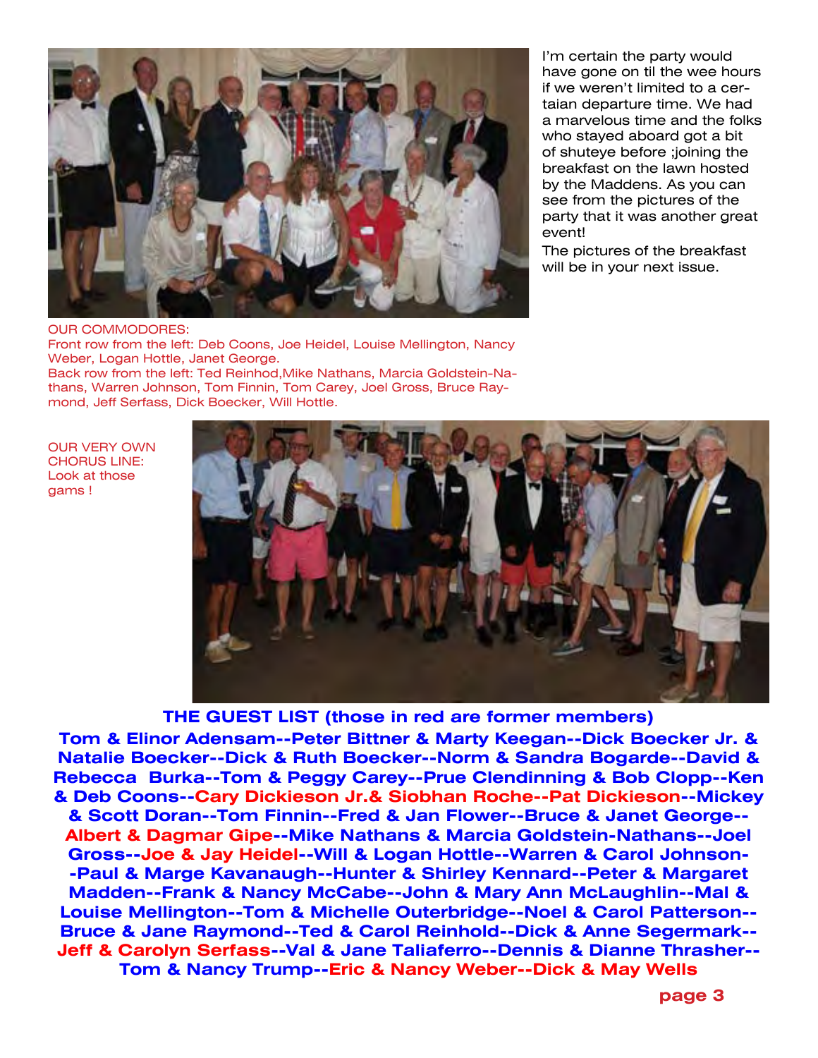I'm certain the party would have gone on til the wee hours if we weren't limited to a certaian departure time. We had a marvelous time and the folks who stayed aboard got a bit of shuteye before ;joining the breakfast on the lawn hosted by the Maddens. As you can see from the pictures of the party that it was another great event!

The pictures of the breakfast will be in your next issue.

OUR COMMODORES:
Front row from the left: Deb Coons, Joe Heidel, Louise Mellington, Nancy Weber, Logan Hottle, Janet George.
Back row from the left: Ted Reinhod,Mike Nathans, Marcia Goldstein-Nathans, Warren Johnson, Tom Finnin, Tom Carey, Joel Gross, Bruce Raymond, Jeff Serfass, Dick Boecker, Will Hottle.

OUR VERY OWN CHORUS LINE: Look at those gams !

**THE GUEST LIST (those in red are former members)**

**Tom & Elinor Adensam--Peter Bittner & Marty Keegan--Dick Boecker Jr. & Natalie Boecker--Dick & Ruth Boecker--Norm & Sandra Bogarde--David & Rebecca Burka--Tom & Peggy Carey--Prue Clendinning & Bob Clopp--Ken & Deb Coons--Cary Dickieson Jr.& Siobhan Roche--Pat Dickieson--Mickey & Scott Doran--Tom Finnin--Fred & Jan Flower--Bruce & Janet George--Albert & Dagmar Gipe--Mike Nathans & Marcia Goldstein-Nathans--Joel Gross--Joe & Jay Heidel--Will & Logan Hottle--Warren & Carol Johnson--Paul & Marge Kavanaugh--Hunter & Shirley Kennard--Peter & Margaret Madden--Frank & Nancy McCabe--John & Mary Ann McLaughlin--Mal & Louise Mellington--Tom & Michelle Outerbridge--Noel & Carol Patterson--Bruce & Jane Raymond--Ted & Carol Reinhold--Dick & Anne Segermark--Jeff & Carolyn Serfass--Val & Jane Taliaferro--Dennis & Dianne Thrasher--Tom & Nancy Trump--Eric & Nancy Weber--Dick & May Wells**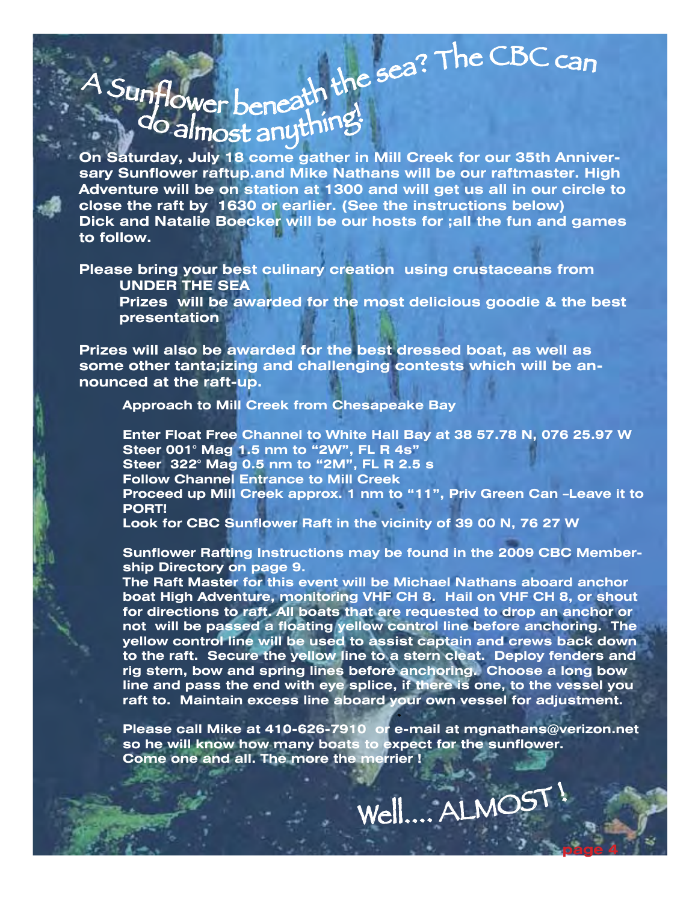# A Sunflower beneath the sea? The CBC can do almost anything!

**On Saturday, July 18 come gather in Mill Creek for our 35th Anniversary Sunflower raftup.and Mike Nathans will be our raftmaster. High Adventure will be on station at 1300 and will get us all in our circle to close the raft by 1630 or earlier. (See the instructions below) Dick and Natalie Boecker will be our hosts for ;all the fun and games to follow.**

**Please bring your best culinary creation using crustaceans from UNDER THE SEA**
**Prizes will be awarded for the most delicious goodie & the best presentation**

**Prizes will also be awarded for the best dressed boat, as well as some other tanta;izing and challenging contests which will be announced at the raft-up.**

**Approach to Mill Creek from Chesapeake Bay**

**Enter Float Free Channel to White Hall Bay at 38 57.78 N, 076 25.97 W**
**Steer 001° Mag 1.5 nm to "2W", FL R 4s"**
**Steer 322° Mag 0.5 nm to "2M", FL R 2.5 s**
**Follow Channel Entrance to Mill Creek**
**Proceed up Mill Creek approx. 1 nm to "11", Priv Green Can –Leave it to PORT!**
**Look for CBC Sunflower Raft in the vicinity of 39 00 N, 76 27 W**

**Sunflower Rafting Instructions may be found in the 2009 CBC Membership Directory on page 9.**
**The Raft Master for this event will be Michael Nathans aboard anchor boat High Adventure, monitoring VHF CH 8. Hail on VHF CH 8, or shout for directions to raft. All boats that are requested to drop an anchor or not will be passed a floating yellow control line before anchoring. The yellow control line will be used to assist captain and crews back down to the raft. Secure the yellow line to a stern cleat. Deploy fenders and rig stern, bow and spring lines before anchoring. Choose a long bow line and pass the end with eye splice, if there is one, to the vessel you raft to. Maintain excess line aboard your own vessel for adjustment.**

**Please call Mike at 410-626-7910 or e-mail at mgnathans@verizon.net so he will know how many boats to expect for the sunflower.**
**Come one and all. The more the merrier !**

Well.... ALMOST !